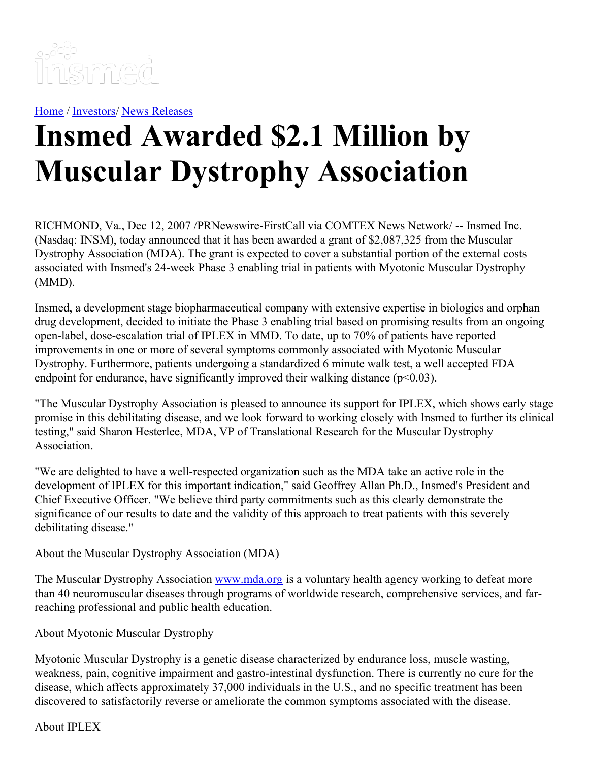insmed

[Home](#) / [Investors](#)/ [News Releases](#)

# Insmed Awarded $2.1 Million by Muscular Dystrophy Association

RICHMOND, Va., Dec 12, 2007 /PRNewswire-FirstCall via COMTEX News Network/ -- Insmed Inc. (Nasdaq: INSM), today announced that it has been awarded a grant of $2,087,325 from the Muscular Dystrophy Association (MDA). The grant is expected to cover a substantial portion of the external costs associated with Insmed's 24-week Phase 3 enabling trial in patients with Myotonic Muscular Dystrophy (MMD).

Insmed, a development stage biopharmaceutical company with extensive expertise in biologics and orphan drug development, decided to initiate the Phase 3 enabling trial based on promising results from an ongoing open-label, dose-escalation trial of IPLEX in MMD. To date, up to 70% of patients have reported improvements in one or more of several symptoms commonly associated with Myotonic Muscular Dystrophy. Furthermore, patients undergoing a standardized 6 minute walk test, a well accepted FDA endpoint for endurance, have significantly improved their walking distance ($p<0.03$).

"The Muscular Dystrophy Association is pleased to announce its support for IPLEX, which shows early stage promise in this debilitating disease, and we look forward to working closely with Insmed to further its clinical testing," said Sharon Hesterlee, MDA, VP of Translational Research for the Muscular Dystrophy Association.

"We are delighted to have a well-respected organization such as the MDA take an active role in the development of IPLEX for this important indication," said Geoffrey Allan Ph.D., Insmed's President and Chief Executive Officer. "We believe third party commitments such as this clearly demonstrate the significance of our results to date and the validity of this approach to treat patients with this severely debilitating disease."

About the Muscular Dystrophy Association (MDA)

The Muscular Dystrophy Association [www.mda.org](http://www.mda.org) is a voluntary health agency working to defeat more than 40 neuromuscular diseases through programs of worldwide research, comprehensive services, and far-reaching professional and public health education.

About Myotonic Muscular Dystrophy

Myotonic Muscular Dystrophy is a genetic disease characterized by endurance loss, muscle wasting, weakness, pain, cognitive impairment and gastro-intestinal dysfunction. There is currently no cure for the disease, which affects approximately 37,000 individuals in the U.S., and no specific treatment has been discovered to satisfactorily reverse or ameliorate the common symptoms associated with the disease.

About IPLEX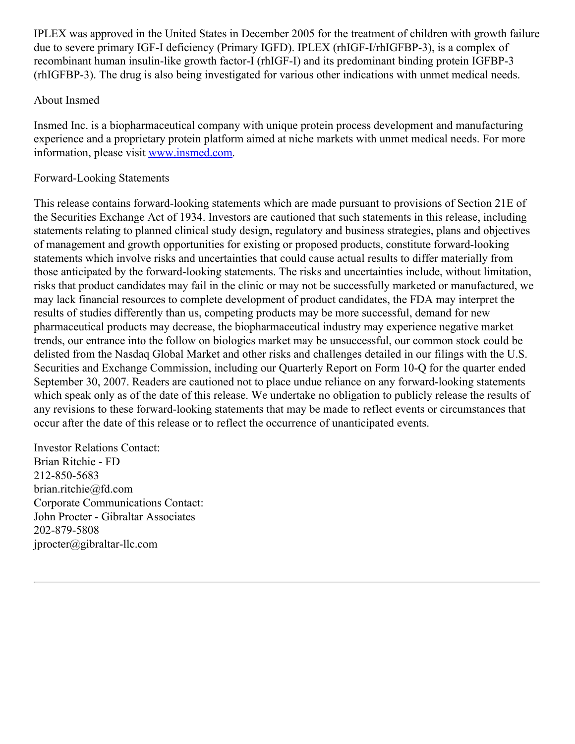IPLEX was approved in the United States in December 2005 for the treatment of children with growth failure due to severe primary IGF-I deficiency (Primary IGFD). IPLEX (rhIGF-I/rhIGFBP-3), is a complex of recombinant human insulin-like growth factor-I (rhIGF-I) and its predominant binding protein IGFBP-3 (rhIGFBP-3). The drug is also being investigated for various other indications with unmet medical needs.

About Insmed

Insmed Inc. is a biopharmaceutical company with unique protein process development and manufacturing experience and a proprietary protein platform aimed at niche markets with unmet medical needs. For more information, please visit www.insmed.com.

Forward-Looking Statements

This release contains forward-looking statements which are made pursuant to provisions of Section 21E of the Securities Exchange Act of 1934. Investors are cautioned that such statements in this release, including statements relating to planned clinical study design, regulatory and business strategies, plans and objectives of management and growth opportunities for existing or proposed products, constitute forward-looking statements which involve risks and uncertainties that could cause actual results to differ materially from those anticipated by the forward-looking statements. The risks and uncertainties include, without limitation, risks that product candidates may fail in the clinic or may not be successfully marketed or manufactured, we may lack financial resources to complete development of product candidates, the FDA may interpret the results of studies differently than us, competing products may be more successful, demand for new pharmaceutical products may decrease, the biopharmaceutical industry may experience negative market trends, our entrance into the follow on biologics market may be unsuccessful, our common stock could be delisted from the Nasdaq Global Market and other risks and challenges detailed in our filings with the U.S. Securities and Exchange Commission, including our Quarterly Report on Form 10-Q for the quarter ended September 30, 2007. Readers are cautioned not to place undue reliance on any forward-looking statements which speak only as of the date of this release. We undertake no obligation to publicly release the results of any revisions to these forward-looking statements that may be made to reflect events or circumstances that occur after the date of this release or to reflect the occurrence of unanticipated events.

Investor Relations Contact:
Brian Ritchie - FD
212-850-5683
brian.ritchie@fd.com
Corporate Communications Contact:
John Procter - Gibraltar Associates
202-879-5808
jprocter@gibraltar-llc.com